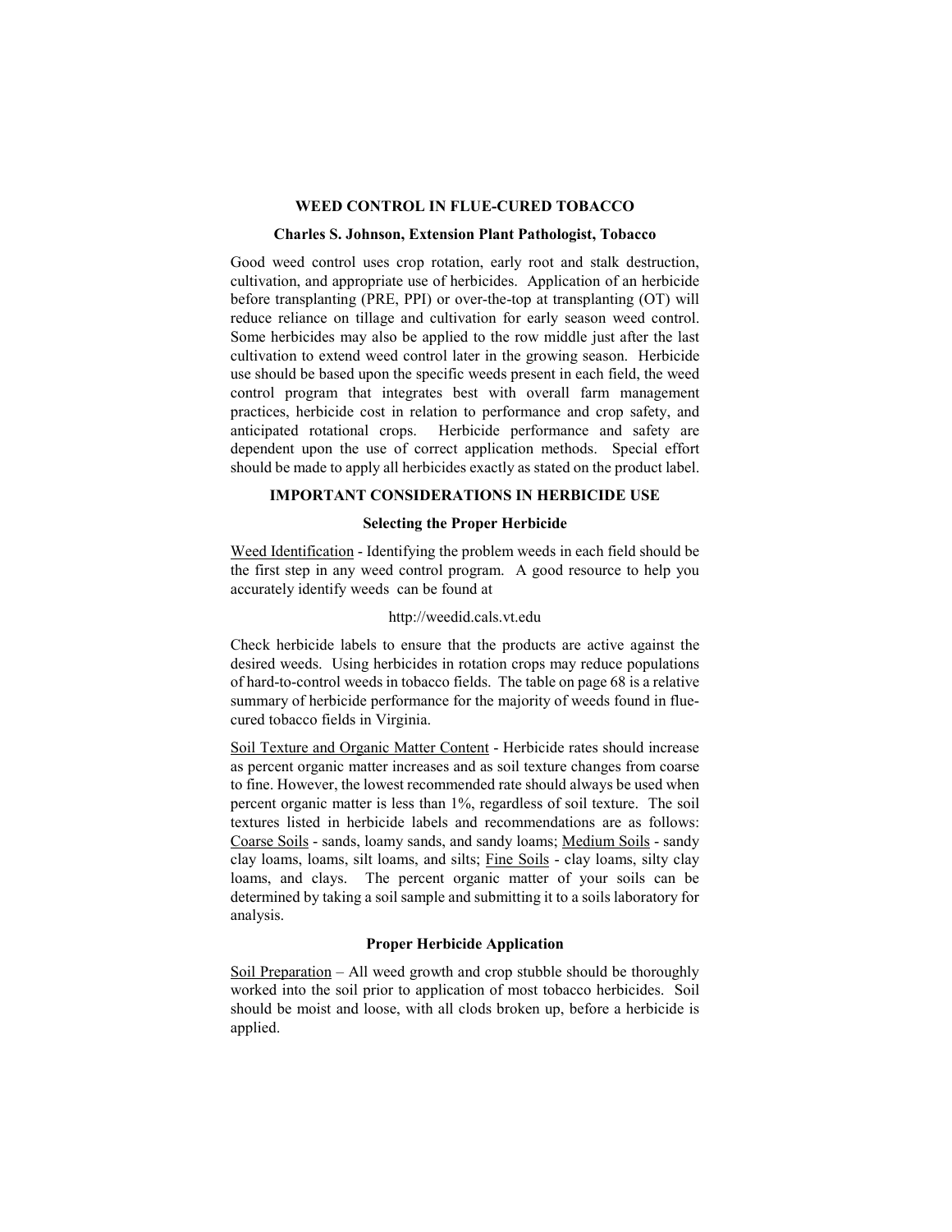# WEED CONTROL IN FLUE-CURED TOBACCO

**Charles S. Johnson, Extension Plant Pathologist, Tobacco**

Good weed control uses crop rotation, early root and stalk destruction, cultivation, and appropriate use of herbicides. Application of an herbicide before transplanting (PRE, PPI) or over-the-top at transplanting (OT) will reduce reliance on tillage and cultivation for early season weed control. Some herbicides may also be applied to the row middle just after the last cultivation to extend weed control later in the growing season. Herbicide use should be based upon the specific weeds present in each field, the weed control program that integrates best with overall farm management practices, herbicide cost in relation to performance and crop safety, and anticipated rotational crops. Herbicide performance and safety are dependent upon the use of correct application methods. Special effort should be made to apply all herbicides exactly as stated on the product label.

## IMPORTANT CONSIDERATIONS IN HERBICIDE USE

### Selecting the Proper Herbicide

Weed Identification - Identifying the problem weeds in each field should be the first step in any weed control program. A good resource to help you accurately identify weeds can be found at

http://weedid.cals.vt.edu

Check herbicide labels to ensure that the products are active against the desired weeds. Using herbicides in rotation crops may reduce populations of hard-to-control weeds in tobacco fields. The table on page 68 is a relative summary of herbicide performance for the majority of weeds found in flue-cured tobacco fields in Virginia.

Soil Texture and Organic Matter Content - Herbicide rates should increase as percent organic matter increases and as soil texture changes from coarse to fine. However, the lowest recommended rate should always be used when percent organic matter is less than 1%, regardless of soil texture. The soil textures listed in herbicide labels and recommendations are as follows: Coarse Soils - sands, loamy sands, and sandy loams; Medium Soils - sandy clay loams, loams, silt loams, and silts; Fine Soils - clay loams, silty clay loams, and clays. The percent organic matter of your soils can be determined by taking a soil sample and submitting it to a soils laboratory for analysis.

### Proper Herbicide Application

Soil Preparation – All weed growth and crop stubble should be thoroughly worked into the soil prior to application of most tobacco herbicides. Soil should be moist and loose, with all clods broken up, before a herbicide is applied.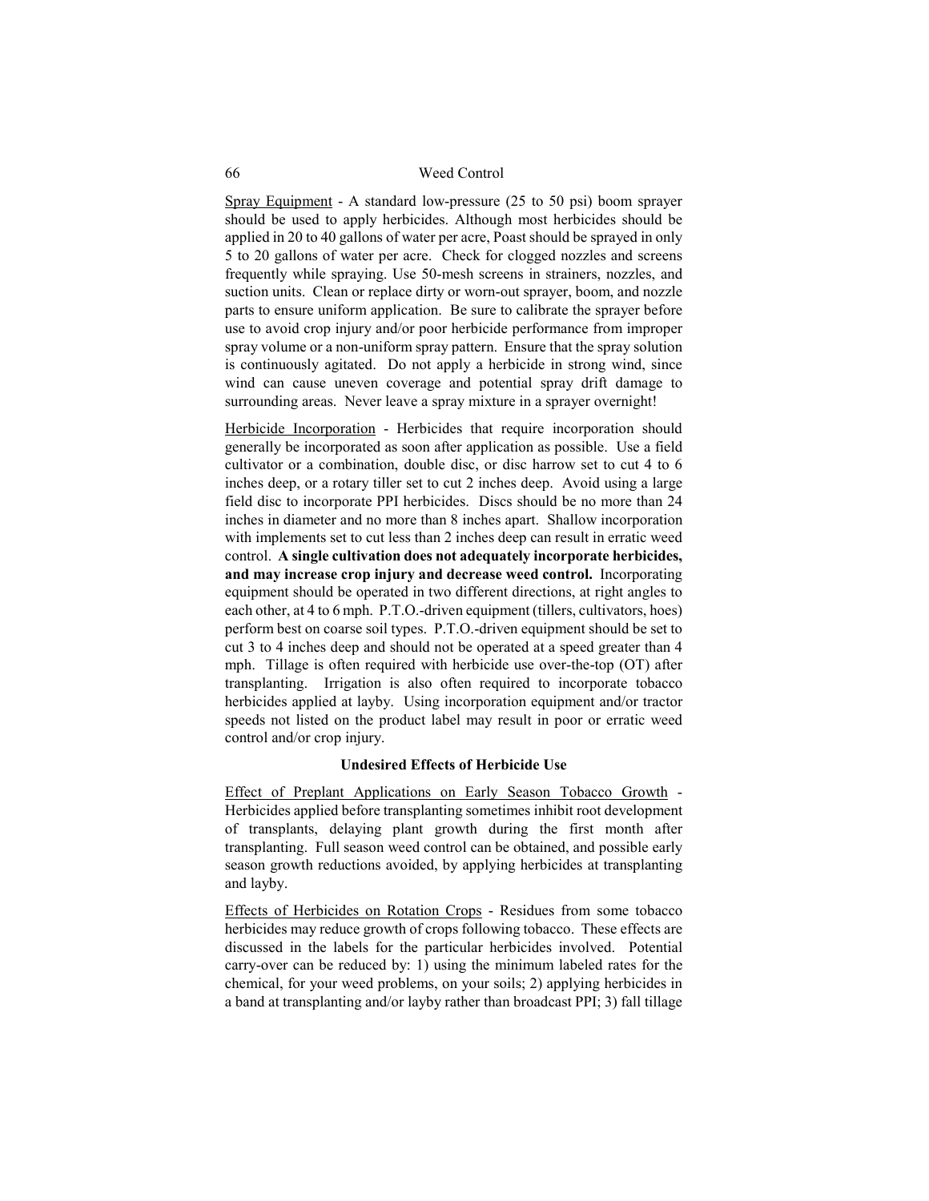Spray Equipment - A standard low-pressure (25 to 50 psi) boom sprayer should be used to apply herbicides. Although most herbicides should be applied in 20 to 40 gallons of water per acre, Poast should be sprayed in only 5 to 20 gallons of water per acre. Check for clogged nozzles and screens frequently while spraying. Use 50-mesh screens in strainers, nozzles, and suction units. Clean or replace dirty or worn-out sprayer, boom, and nozzle parts to ensure uniform application. Be sure to calibrate the sprayer before use to avoid crop injury and/or poor herbicide performance from improper spray volume or a non-uniform spray pattern. Ensure that the spray solution is continuously agitated. Do not apply a herbicide in strong wind, since wind can cause uneven coverage and potential spray drift damage to surrounding areas. Never leave a spray mixture in a sprayer overnight!

Herbicide Incorporation - Herbicides that require incorporation should generally be incorporated as soon after application as possible. Use a field cultivator or a combination, double disc, or disc harrow set to cut 4 to 6 inches deep, or a rotary tiller set to cut 2 inches deep. Avoid using a large field disc to incorporate PPI herbicides. Discs should be no more than 24 inches in diameter and no more than 8 inches apart. Shallow incorporation with implements set to cut less than 2 inches deep can result in erratic weed control. **A single cultivation does not adequately incorporate herbicides, and may increase crop injury and decrease weed control.** Incorporating equipment should be operated in two different directions, at right angles to each other, at 4 to 6 mph. P.T.O.-driven equipment (tillers, cultivators, hoes) perform best on coarse soil types. P.T.O.-driven equipment should be set to cut 3 to 4 inches deep and should not be operated at a speed greater than 4 mph. Tillage is often required with herbicide use over-the-top (OT) after transplanting. Irrigation is also often required to incorporate tobacco herbicides applied at layby. Using incorporation equipment and/or tractor speeds not listed on the product label may result in poor or erratic weed control and/or crop injury.

### Undesired Effects of Herbicide Use

Effect of Preplant Applications on Early Season Tobacco Growth - Herbicides applied before transplanting sometimes inhibit root development of transplants, delaying plant growth during the first month after transplanting. Full season weed control can be obtained, and possible early season growth reductions avoided, by applying herbicides at transplanting and layby.

Effects of Herbicides on Rotation Crops - Residues from some tobacco herbicides may reduce growth of crops following tobacco. These effects are discussed in the labels for the particular herbicides involved. Potential carry-over can be reduced by: 1) using the minimum labeled rates for the chemical, for your weed problems, on your soils; 2) applying herbicides in a band at transplanting and/or layby rather than broadcast PPI; 3) fall tillage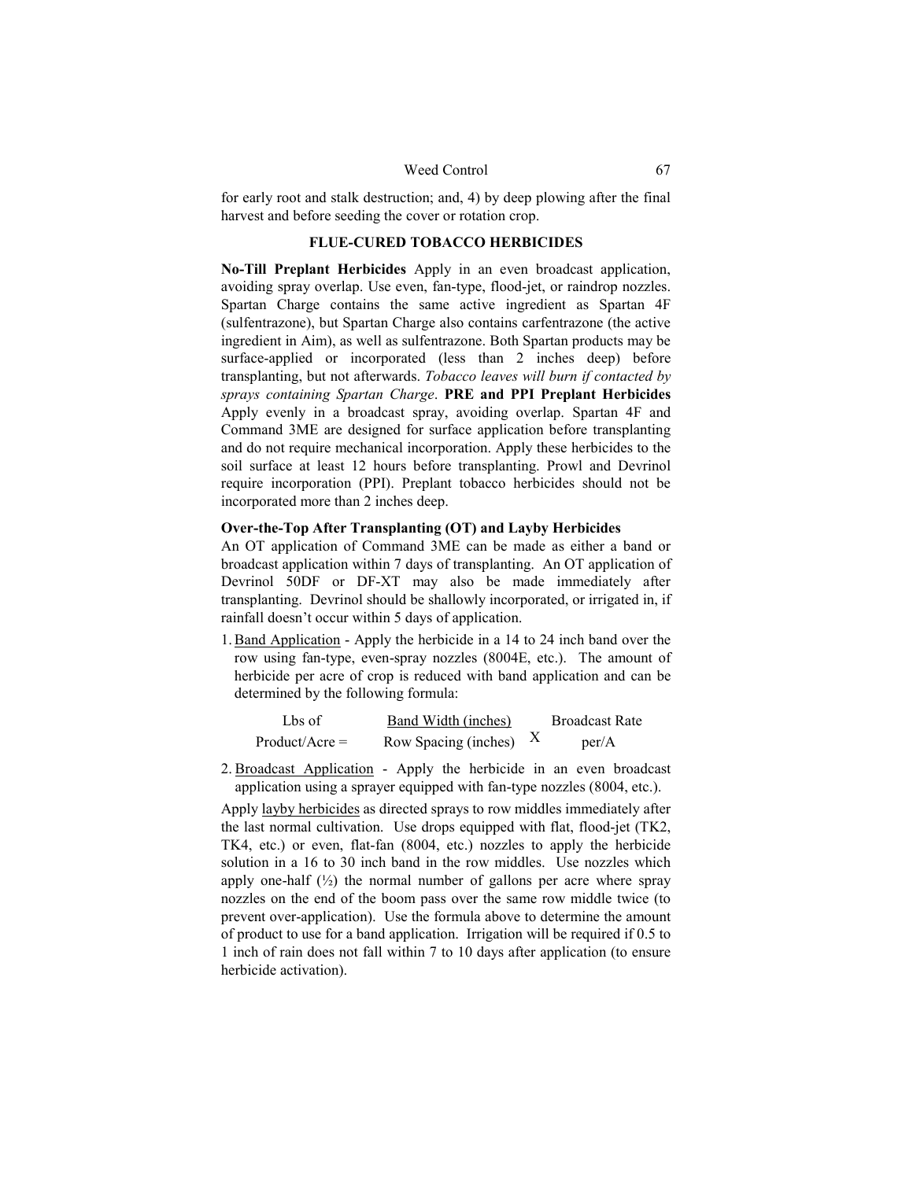for early root and stalk destruction; and, 4) by deep plowing after the final harvest and before seeding the cover or rotation crop.

## FLUE-CURED TOBACCO HERBICIDES

**No-Till Preplant Herbicides** Apply in an even broadcast application, avoiding spray overlap. Use even, fan-type, flood-jet, or raindrop nozzles. Spartan Charge contains the same active ingredient as Spartan 4F (sulfentrazone), but Spartan Charge also contains carfentrazone (the active ingredient in Aim), as well as sulfentrazone. Both Spartan products may be surface-applied or incorporated (less than 2 inches deep) before transplanting, but not afterwards. *Tobacco leaves will burn if contacted by sprays containing Spartan Charge*. **PRE and PPI Preplant Herbicides** Apply evenly in a broadcast spray, avoiding overlap. Spartan 4F and Command 3ME are designed for surface application before transplanting and do not require mechanical incorporation. Apply these herbicides to the soil surface at least 12 hours before transplanting. Prowl and Devrinol require incorporation (PPI). Preplant tobacco herbicides should not be incorporated more than 2 inches deep.

**Over-the-Top After Transplanting (OT) and Layby Herbicides**

An OT application of Command 3ME can be made as either a band or broadcast application within 7 days of transplanting. An OT application of Devrinol 50DF or DF-XT may also be made immediately after transplanting. Devrinol should be shallowly incorporated, or irrigated in, if rainfall doesn't occur within 5 days of application.

1. Band Application - Apply the herbicide in a 14 to 24 inch band over the row using fan-type, even-spray nozzles (8004E, etc.). The amount of herbicide per acre of crop is reduced with band application and can be determined by the following formula:

$$\text{Lbs of Product/Acre} = \frac{\text{Band Width (inches)}}{\text{Row Spacing (inches)}} \times \text{Broadcast Rate per/A}$$

2. Broadcast Application - Apply the herbicide in an even broadcast application using a sprayer equipped with fan-type nozzles (8004, etc.).

Apply layby herbicides as directed sprays to row middles immediately after the last normal cultivation. Use drops equipped with flat, flood-jet (TK2, TK4, etc.) or even, flat-fan (8004, etc.) nozzles to apply the herbicide solution in a 16 to 30 inch band in the row middles. Use nozzles which apply one-half (½) the normal number of gallons per acre where spray nozzles on the end of the boom pass over the same row middle twice (to prevent over-application). Use the formula above to determine the amount of product to use for a band application. Irrigation will be required if 0.5 to 1 inch of rain does not fall within 7 to 10 days after application (to ensure herbicide activation).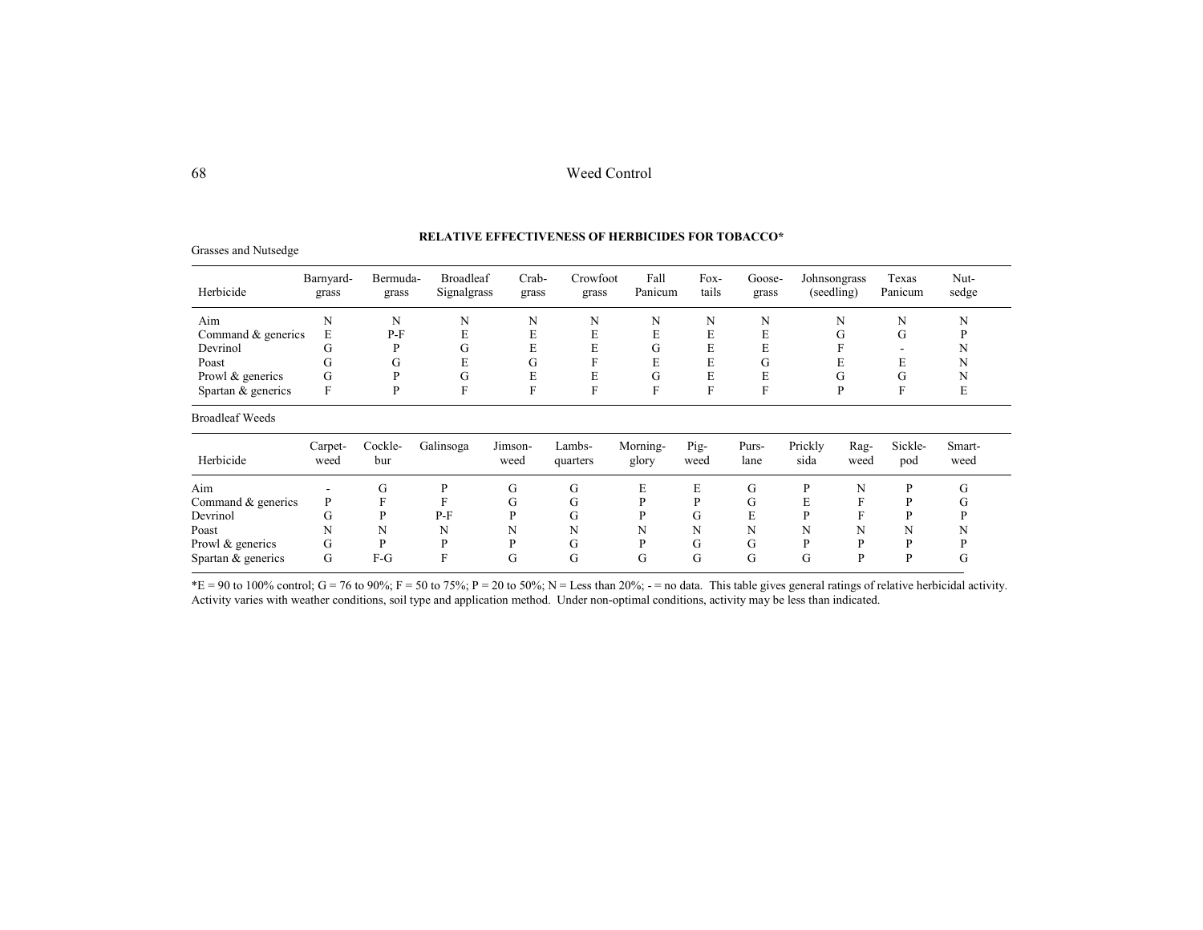**RELATIVE EFFECTIVENESS OF HERBICIDES FOR TOBACCO***

Grasses and Nutsedge

| Herbicide | Barnyard-grass | Bermuda-grass | Broadleaf Signalgrass | Crab-grass | Crowfoot grass | Fall Panicum | Fox-tails | Goose-grass | Johnsongrass (seedling) | Texas Panicum | Nut-sedge |
|---|---|---|---|---|---|---|---|---|---|---|---|
| Aim | N | N | N | N | N | N | N | N | N | N | N |
| Command & generics | E | P-F | E | E | E | E | E | E | G | G | P |
| Devrinol | G | P | G | E | E | G | E | E | F | - | N |
| Poast | G | G | E | G | F | E | E | G | E | E | N |
| Prowl & generics | G | P | G | E | E | G | E | E | G | G | N |
| Spartan & generics | F | P | F | F | F | F | F | F | P | F | E |

Broadleaf Weeds

| Herbicide | Carpet-weed | Cockle-bur | Galinsoga | Jimson-weed | Lambs-quarters | Morning-glory | Pig-weed | Purs-lane | Prickly sida | Rag-weed | Sickle-pod | Smart-weed |
|---|---|---|---|---|---|---|---|---|---|---|---|---|
| Aim | - | G | P | G | G | E | E | G | P | N | P | G |
| Command & generics | P | F | F | G | G | P | P | G | E | F | P | G |
| Devrinol | G | P | P-F | P | G | P | G | E | P | F | P | P |
| Poast | N | N | N | N | N | N | N | N | N | N | N | N |
| Prowl & generics | G | P | P | P | G | P | G | G | P | P | P | P |
| Spartan & generics | G | F-G | F | G | G | G | G | G | G | P | P | G |

*E = 90 to 100% control; G = 76 to 90%; F = 50 to 75%; P = 20 to 50%; N = Less than 20%; - = no data. This table gives general ratings of relative herbicidal activity. Activity varies with weather conditions, soil type and application method. Under non-optimal conditions, activity may be less than indicated.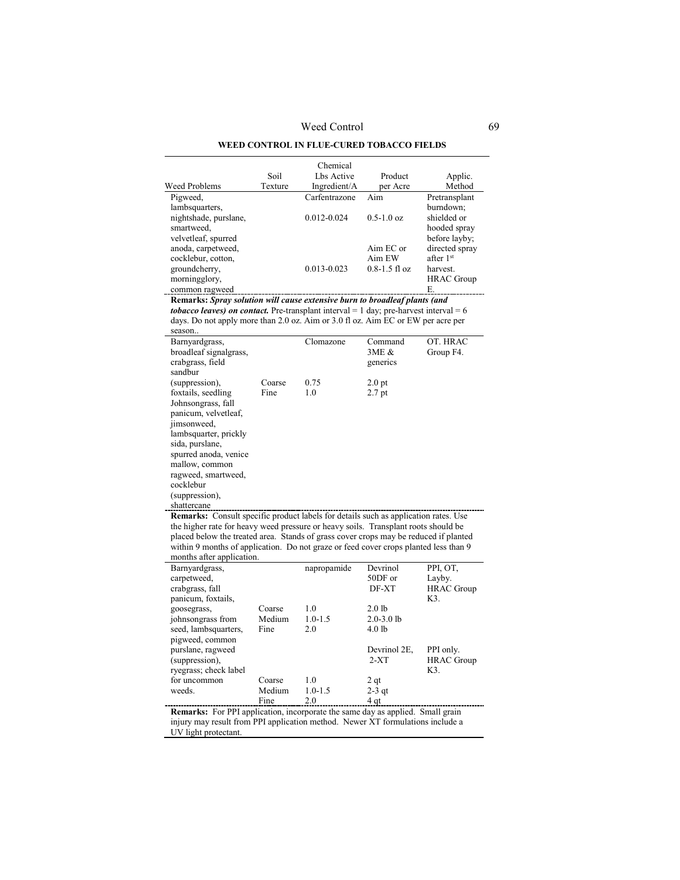## WEED CONTROL IN FLUE-CURED TOBACCO FIELDS

| Weed Problems | Soil Texture | Chemical Lbs Active Ingredient/A | Product per Acre | Applic. Method |
|---|---|---|---|---|
| Pigweed, lambsquarters, nightshade, purslane, smartweed, velvetleaf, spurred anoda, carpetweed, cocklebur, cotton, groundcherry, morningglory, common ragweed | | Carfentrazone | Aim | Pretransplant burndown; shielded or hooded spray before layby; directed spray after 1st harvest. HRAC Group E. |
| | | 0.012-0.024 | 0.5-1.0 oz | |
| | | | Aim EC or Aim EW | |
| | | 0.013-0.023 | 0.8-1.5 fl oz | |
| **Remarks:** ***Spray solution will cause extensive burn to broadleaf plants (and tobacco leaves) on contact.*** Pre-transplant interval = 1 day; pre-harvest interval = 6 days. Do not apply more than 2.0 oz. Aim or 3.0 fl oz. Aim EC or EW per acre per season.. | | | | |
| Barnyardgrass, broadleaf signalgrass, crabgrass, field sandbur (suppression), foxtails, seedling Johnsongrass, fall panicum, velvetleaf, jimsonweed, lambsquarter, prickly sida, purslane, spurred anoda, venice mallow, common ragweed, smartweed, cocklebur (suppression), shattercane | | Clomazone | Command 3ME & generics | OT. HRAC Group F4. |
| | Coarse | 0.75 | 2.0 pt | |
| | Fine | 1.0 | 2.7 pt | |
| **Remarks:** Consult specific product labels for details such as application rates. Use the higher rate for heavy weed pressure or heavy soils. Transplant roots should be placed below the treated area. Stands of grass cover crops may be reduced if planted within 9 months of application. Do not graze or feed cover crops planted less than 9 months after application. | | | | |
| Barnyardgrass, carpetweed, crabgrass, fall panicum, foxtails, goosegrass, johnsongrass from seed, lambsquarters, pigweed, common purslane, ragweed (suppression), ryegrass; check label for uncommon weeds. | | napropamide | Devrinol 50DF or DF-XT | PPI, OT, Layby. HRAC Group K3. |
| | Coarse | 1.0 | 2.0 lb | |
| | Medium | 1.0-1.5 | 2.0-3.0 lb | |
| | Fine | 2.0 | 4.0 lb | |
| | | | Devrinol 2E, 2-XT | PPI only. HRAC Group K3. |
| | Coarse | 1.0 | 2 qt | |
| | Medium | 1.0-1.5 | 2-3 qt | |
| | Fine | 2.0 | 4 qt | |
| **Remarks:** For PPI application, incorporate the same day as applied. Small grain injury may result from PPI application method. Newer XT formulations include a UV light protectant. | | | | |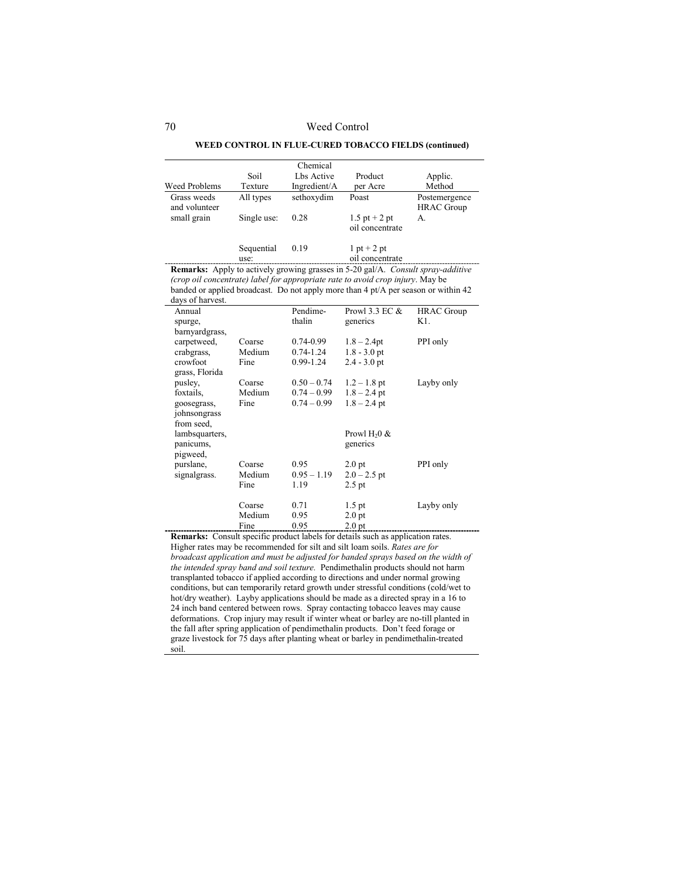**WEED CONTROL IN FLUE-CURED TOBACCO FIELDS (continued)**

| Weed Problems | Soil Texture | Chemical Lbs Active Ingredient/A | Product per Acre | Applic. Method |
|---|---|---|---|---|
| Grass weeds and volunteer small grain | All types | sethoxydim | Poast | Postemergence HRAC Group A. |
| | Single use: | 0.28 | 1.5 pt + 2 pt oil concentrate | |
| | Sequential use: | 0.19 | 1 pt + 2 pt oil concentrate | |

**Remarks:** Apply to actively growing grasses in 5-20 gal/A. *Consult spray-additive (crop oil concentrate) label for appropriate rate to avoid crop injury*. May be banded or applied broadcast. Do not apply more than 4 pt/A per season or within 42 days of harvest.

| Weed Problems | Soil Texture | Chemical Lbs Active Ingredient/A | Product per Acre | Applic. Method |
|---|---|---|---|---|
| Annual spurge, barnyardgrass, carpetweed, crabgrass, crowfoot grass, Florida pusley, foxtails, goosegrass, johnsongrass from seed, lambsquarters, panicums, pigweed, purslane, signalgrass. | | Pendimethalin | Prowl 3.3 EC & generics | HRAC Group K1. |
| | Coarse | 0.74-0.99 | 1.8 – 2.4pt | PPI only |
| | Medium | 0.74-1.24 | 1.8 - 3.0 pt | |
| | Fine | 0.99-1.24 | 2.4 - 3.0 pt | |
| | Coarse | 0.50 – 0.74 | 1.2 – 1.8 pt | Layby only |
| | Medium | 0.74 – 0.99 | 1.8 – 2.4 pt | |
| | Fine | 0.74 – 0.99 | 1.8 – 2.4 pt | |
| | | | Prowl $H_2O$ & generics | |
| | Coarse | 0.95 | 2.0 pt | PPI only |
| | Medium | 0.95 – 1.19 | 2.0 – 2.5 pt | |
| | Fine | 1.19 | 2.5 pt | |
| | Coarse | 0.71 | 1.5 pt | Layby only |
| | Medium | 0.95 | 2.0 pt | |
| | Fine | 0.95 | 2.0 pt | |

**Remarks:** Consult specific product labels for details such as application rates. Higher rates may be recommended for silt and silt loam soils. *Rates are for broadcast application and must be adjusted for banded sprays based on the width of the intended spray band and soil texture.* Pendimethalin products should not harm transplanted tobacco if applied according to directions and under normal growing conditions, but can temporarily retard growth under stressful conditions (cold/wet to hot/dry weather). Layby applications should be made as a directed spray in a 16 to 24 inch band centered between rows. Spray contacting tobacco leaves may cause deformations. Crop injury may result if winter wheat or barley are no-till planted in the fall after spring application of pendimethalin products. Don't feed forage or graze livestock for 75 days after planting wheat or barley in pendimethalin-treated soil.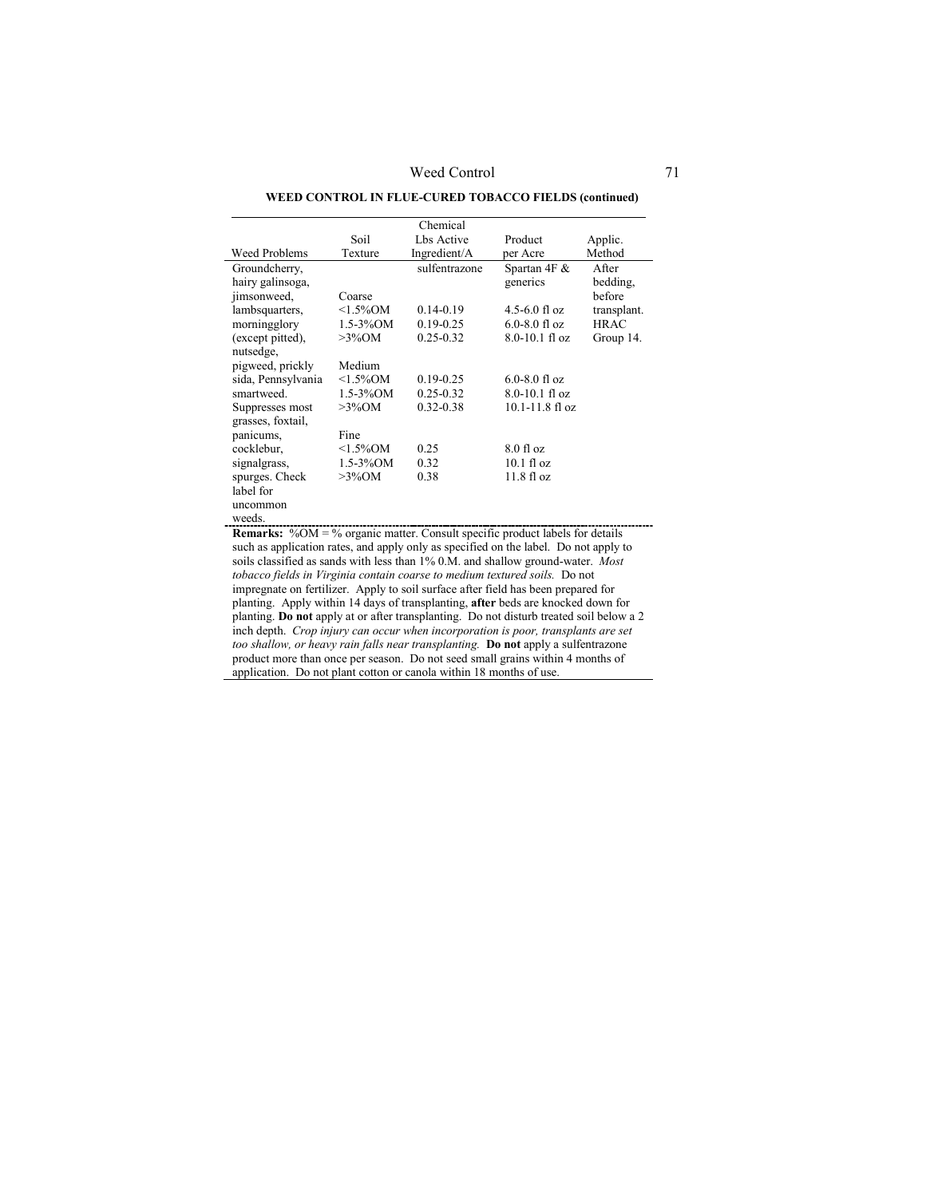**WEED CONTROL IN FLUE-CURED TOBACCO FIELDS (continued)**

| Weed Problems | Soil Texture | Chemical Lbs Active Ingredient/A | Product per Acre | Applic. Method |
|---|---|---|---|---|
| Groundcherry, hairy galinsoga, jimsonweed, lambsquarters, morningglory (except pitted), nutsedge, pigweed, prickly sida, Pennsylvania smartweed. Suppresses most grasses, foxtail, panicums, cocklebur, signalgrass, spurges. Check label for uncommon weeds. | | sulfentrazone | Spartan 4F & generics | After bedding, before transplant. HRAC Group 14. |
| | Coarse | | | |
| | <1.5%OM | 0.14-0.19 | 4.5-6.0 fl oz | |
| | 1.5-3%OM | 0.19-0.25 | 6.0-8.0 fl oz | |
| | >3%OM | 0.25-0.32 | 8.0-10.1 fl oz | |
| | Medium | | | |
| | <1.5%OM | 0.19-0.25 | 6.0-8.0 fl oz | |
| | 1.5-3%OM | 0.25-0.32 | 8.0-10.1 fl oz | |
| | >3%OM | 0.32-0.38 | 10.1-11.8 fl oz | |
| | Fine | | | |
| | <1.5%OM | 0.25 | 8.0 fl oz | |
| | 1.5-3%OM | 0.32 | 10.1 fl oz | |
| | >3%OM | 0.38 | 11.8 fl oz | |

**Remarks:** %OM = % organic matter. Consult specific product labels for details such as application rates, and apply only as specified on the label. Do not apply to soils classified as sands with less than 1% 0.M. and shallow ground-water. *Most tobacco fields in Virginia contain coarse to medium textured soils.* Do not impregnate on fertilizer. Apply to soil surface after field has been prepared for planting. Apply within 14 days of transplanting, **after** beds are knocked down for planting. **Do not** apply at or after transplanting. Do not disturb treated soil below a 2 inch depth. *Crop injury can occur when incorporation is poor, transplants are set too shallow, or heavy rain falls near transplanting.* **Do not** apply a sulfentrazone product more than once per season. Do not seed small grains within 4 months of application. Do not plant cotton or canola within 18 months of use.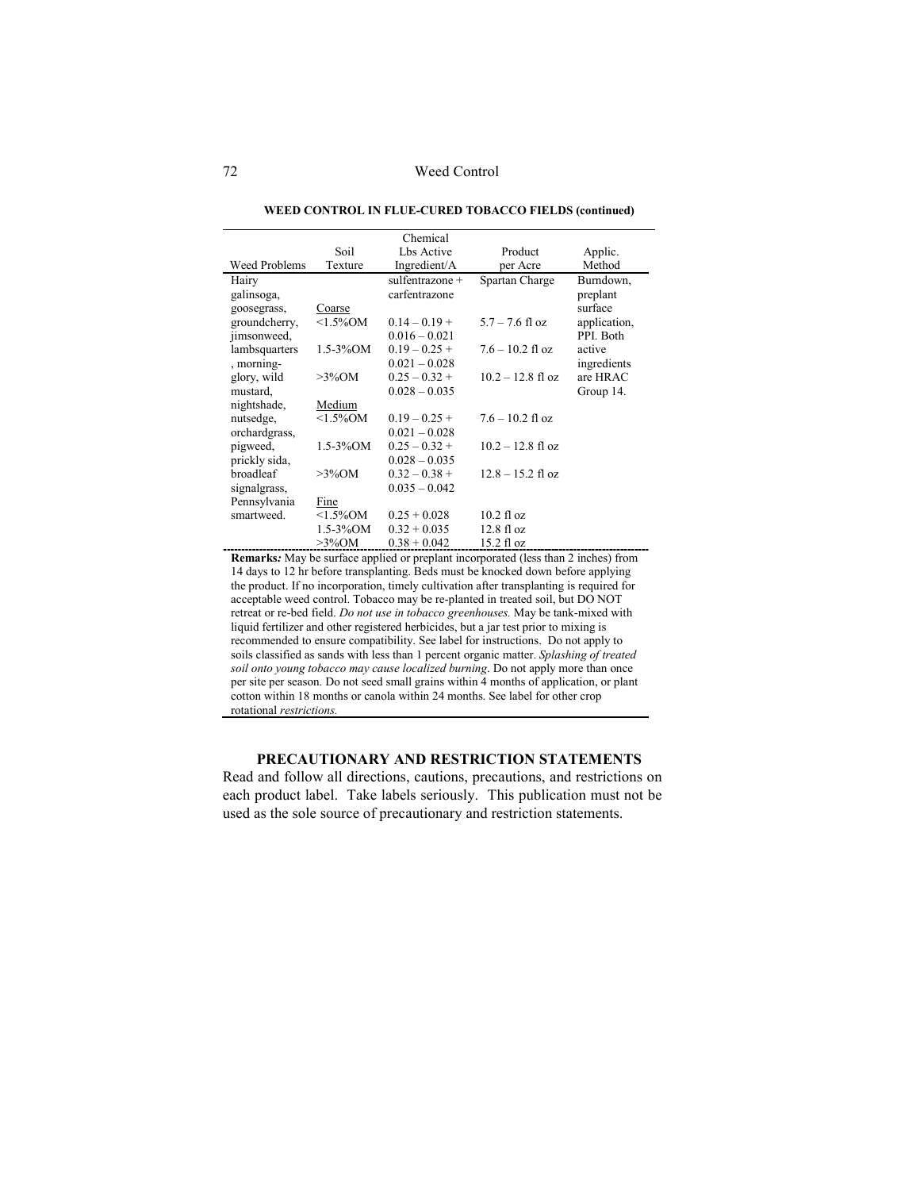**WEED CONTROL IN FLUE-CURED TOBACCO FIELDS (continued)**

| Weed Problems | Soil Texture | Chemical Lbs Active Ingredient/A | Product per Acre | Applic. Method |
|---|---|---|---|---|
| Hairy galinsoga, goosegrass, groundcherry, jimsonweed, lambsquarters, morning-glory, wild mustard, nightshade, nutsedge, orchardgrass, pigweed, prickly sida, broadleaf signalgrass, Pennsylvania smartweed. | | sulfentrazone + carfentrazone | Spartan Charge | Burndown, preplant surface application, PPI. Both active ingredients are HRAC Group 14. |
| | Coarse | | | |
| | <1.5%OM | 0.14 – 0.19 + 0.016 – 0.021 | 5.7 – 7.6 fl oz | |
| | 1.5-3%OM | 0.19 – 0.25 + 0.021 – 0.028 | 7.6 – 10.2 fl oz | |
| | >3%OM | 0.25 – 0.32 + 0.028 – 0.035 | 10.2 – 12.8 fl oz | |
| | Medium | | | |
| | <1.5%OM | 0.19 – 0.25 + 0.021 – 0.028 | 7.6 – 10.2 fl oz | |
| | 1.5-3%OM | 0.25 – 0.32 + 0.028 – 0.035 | 10.2 – 12.8 fl oz | |
| | >3%OM | 0.32 – 0.38 + 0.035 – 0.042 | 12.8 – 15.2 fl oz | |
| | Fine | | | |
| | <1.5%OM | 0.25 + 0.028 | 10.2 fl oz | |
| | 1.5-3%OM | 0.32 + 0.035 | 12.8 fl oz | |
| | >3%OM | 0.38 + 0.042 | 15.2 fl oz | |

**Remarks:** May be surface applied or preplant incorporated (less than 2 inches) from 14 days to 12 hr before transplanting. Beds must be knocked down before applying the product. If no incorporation, timely cultivation after transplanting is required for acceptable weed control. Tobacco may be re-planted in treated soil, but DO NOT retreat or re-bed field. *Do not use in tobacco greenhouses.* May be tank-mixed with liquid fertilizer and other registered herbicides, but a jar test prior to mixing is recommended to ensure compatibility. See label for instructions. Do not apply to soils classified as sands with less than 1 percent organic matter. *Splashing of treated soil onto young tobacco may cause localized burning*. Do not apply more than once per site per season. Do not seed small grains within 4 months of application, or plant cotton within 18 months or canola within 24 months. See label for other crop rotational *restrictions.*

## PRECAUTIONARY AND RESTRICTION STATEMENTS

Read and follow all directions, cautions, precautions, and restrictions on each product label. Take labels seriously. This publication must not be used as the sole source of precautionary and restriction statements.